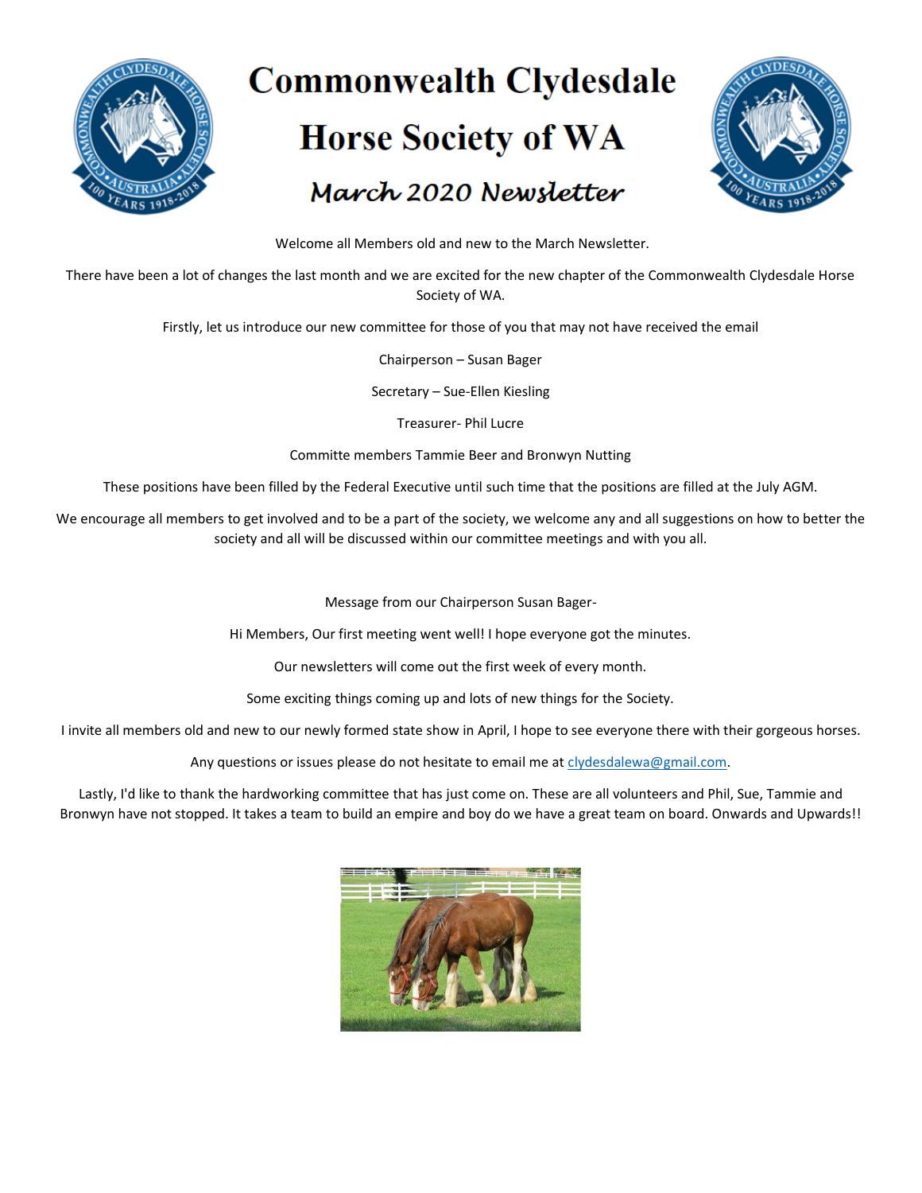# Commonwealth Clydesdale Horse Society of WA

## March 2020 Newsletter

Welcome all Members old and new to the March Newsletter.

There have been a lot of changes the last month and we are excited for the new chapter of the Commonwealth Clydesdale Horse Society of WA.

Firstly, let us introduce our new committee for those of you that may not have received the email

Chairperson – Susan Bager

Secretary – Sue-Ellen Kiesling

Treasurer- Phil Lucre

Committe members Tammie Beer and Bronwyn Nutting

These positions have been filled by the Federal Executive until such time that the positions are filled at the July AGM.

We encourage all members to get involved and to be a part of the society, we welcome any and all suggestions on how to better the society and all will be discussed within our committee meetings and with you all.

Message from our Chairperson Susan Bager-

Hi Members, Our first meeting went well! I hope everyone got the minutes.

Our newsletters will come out the first week of every month.

Some exciting things coming up and lots of new things for the Society.

I invite all members old and new to our newly formed state show in April, I hope to see everyone there with their gorgeous horses.

Any questions or issues please do not hesitate to email me at clydesdalewa@gmail.com.

Lastly, I'd like to thank the hardworking committee that has just come on. These are all volunteers and Phil, Sue, Tammie and Bronwyn have not stopped. It takes a team to build an empire and boy do we have a great team on board. Onwards and Upwards!!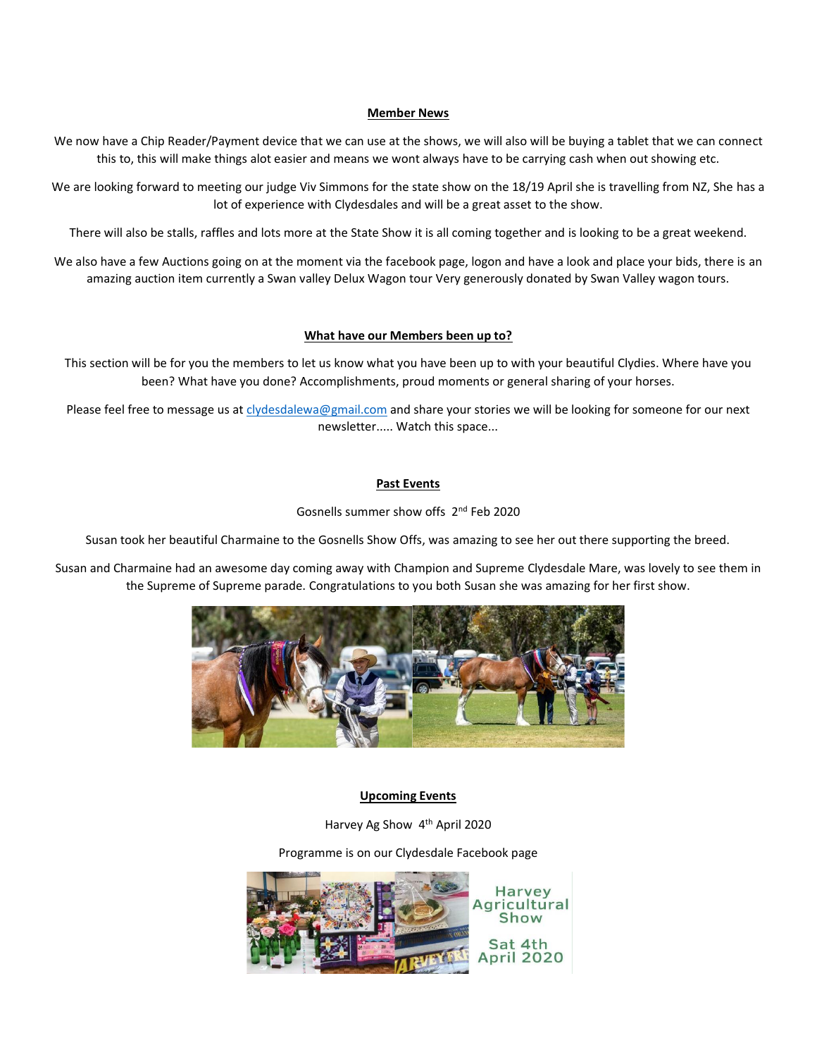## Member News

We now have a Chip Reader/Payment device that we can use at the shows, we will also will be buying a tablet that we can connect this to, this will make things alot easier and means we wont always have to be carrying cash when out showing etc.

We are looking forward to meeting our judge Viv Simmons for the state show on the 18/19 April she is travelling from NZ, She has a lot of experience with Clydesdales and will be a great asset to the show.

There will also be stalls, raffles and lots more at the State Show it is all coming together and is looking to be a great weekend.

We also have a few Auctions going on at the moment via the facebook page, logon and have a look and place your bids, there is an amazing auction item currently a Swan valley Delux Wagon tour Very generously donated by Swan Valley wagon tours.

## What have our Members been up to?

This section will be for you the members to let us know what you have been up to with your beautiful Clydies. Where have you been? What have you done? Accomplishments, proud moments or general sharing of your horses.

Please feel free to message us at clydesdalewa@gmail.com and share your stories we will be looking for someone for our next newsletter..... Watch this space...

## Past Events

Gosnells summer show offs 2nd Feb 2020

Susan took her beautiful Charmaine to the Gosnells Show Offs, was amazing to see her out there supporting the breed.

Susan and Charmaine had an awesome day coming away with Champion and Supreme Clydesdale Mare, was lovely to see them in the Supreme of Supreme parade. Congratulations to you both Susan she was amazing for her first show.

## Upcoming Events

Harvey Ag Show 4th April 2020

Programme is on our Clydesdale Facebook page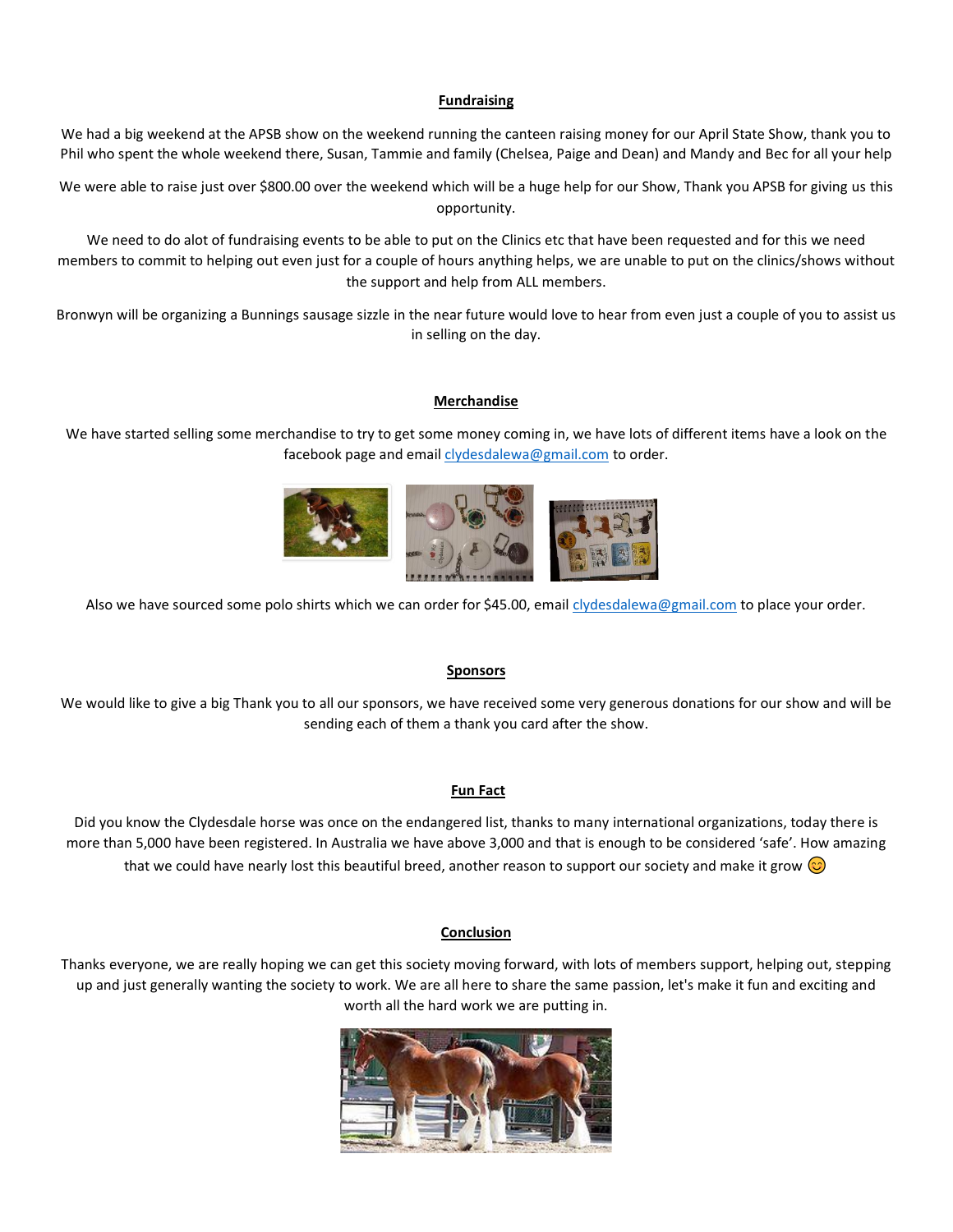## Fundraising

We had a big weekend at the APSB show on the weekend running the canteen raising money for our April State Show, thank you to Phil who spent the whole weekend there, Susan, Tammie and family (Chelsea, Paige and Dean) and Mandy and Bec for all your help

We were able to raise just over $800.00 over the weekend which will be a huge help for our Show, Thank you APSB for giving us this opportunity.

We need to do alot of fundraising events to be able to put on the Clinics etc that have been requested and for this we need members to commit to helping out even just for a couple of hours anything helps, we are unable to put on the clinics/shows without the support and help from ALL members.

Bronwyn will be organizing a Bunnings sausage sizzle in the near future would love to hear from even just a couple of you to assist us in selling on the day.

## Merchandise

We have started selling some merchandise to try to get some money coming in, we have lots of different items have a look on the facebook page and email clydesdalewa@gmail.com to order.

Also we have sourced some polo shirts which we can order for $45.00, email clydesdalewa@gmail.com to place your order.

## Sponsors

We would like to give a big Thank you to all our sponsors, we have received some very generous donations for our show and will be sending each of them a thank you card after the show.

## Fun Fact

Did you know the Clydesdale horse was once on the endangered list, thanks to many international organizations, today there is more than 5,000 have been registered. In Australia we have above 3,000 and that is enough to be considered 'safe'. How amazing that we could have nearly lost this beautiful breed, another reason to support our society and make it grow 😊

## Conclusion

Thanks everyone, we are really hoping we can get this society moving forward, with lots of members support, helping out, stepping up and just generally wanting the society to work. We are all here to share the same passion, let's make it fun and exciting and worth all the hard work we are putting in.